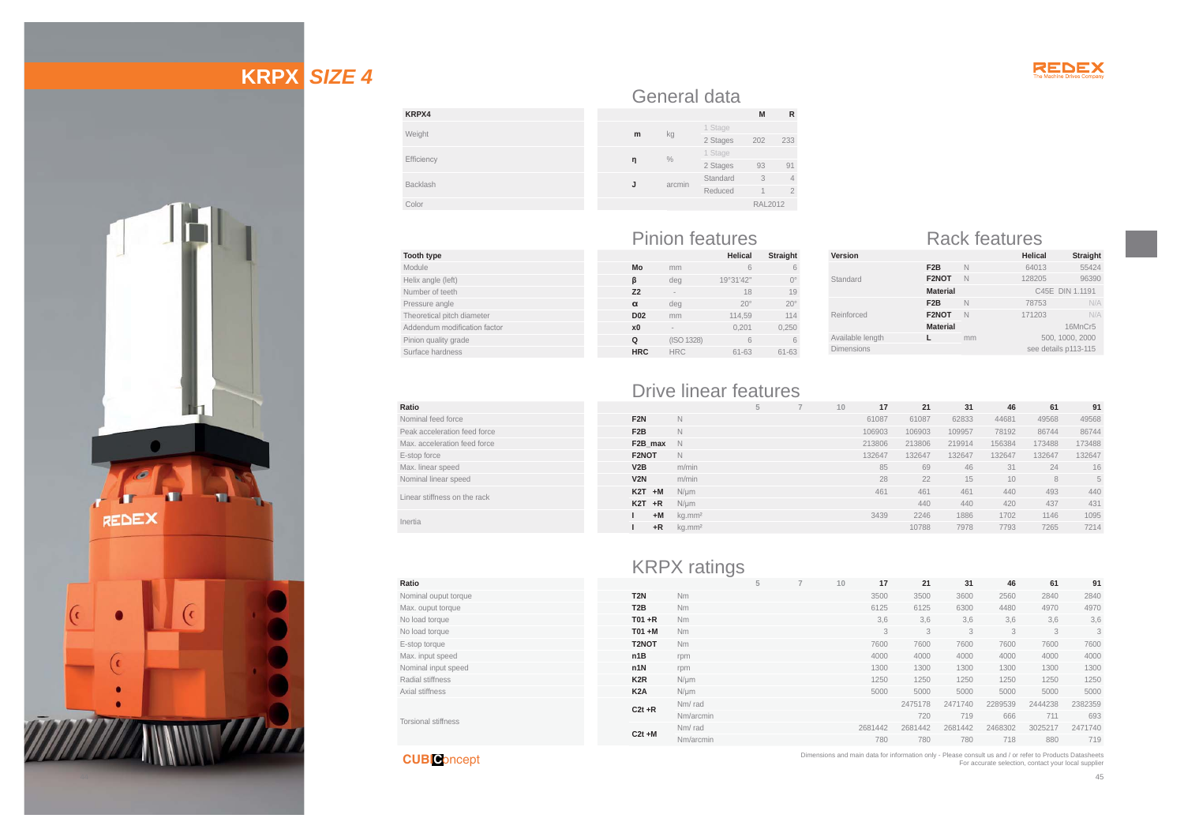# KRPX *SIZE 4*

## General data

| KRPX4 | | | | M | R |
|---|---|---|---|---|---|
| Weight | m | kg | 1 Stage | | |
| | | | 2 Stages | 202 | 233 |
| Efficiency | η | % | 1 Stage | | |
| | | | 2 Stages | 93 | 91 |
| Backlash | J | arcmin | Standard | 3 | 4 |
| | | | Reduced | 1 | 2 |
| Color | | | | RAL2012 | |

## Pinion features

| Tooth type | | | Helical | Straight |
|---|---|---|---|---|
| Module | Mo | mm | 6 | 6 |
| Helix angle (left) | β | deg | 19°31'42" | 0° |
| Number of teeth | Z2 | - | 18 | 19 |
| Pressure angle | α | deg | 20° | 20° |
| Theoretical pitch diameter | D02 | mm | 114,59 | 114 |
| Addendum modification factor | x0 | - | 0,201 | 0,250 |
| Pinion quality grade | Q | (ISO 1328) | 6 | 6 |
| Surface hardness | HRC | HRC | 61-63 | 61-63 |

## Rack features

| Version | | | Helical | Straight |
|---|---|---|---|---|
| Standard | F2B | N | 64013 | 55424 |
| | F2NOT | N | 128205 | 96390 |
| | Material | | C45E DIN 1.1191 | |
| Reinforced | F2B | N | 78753 | N/A |
| | F2NOT | N | 171203 | N/A |
| | Material | | | 16MnCr5 |
| Available length | L | mm | 500, 1000, 2000 | |
| Dimensions | | | see details p113-115 | |

## Drive linear features

| Ratio | | | 5 | 7 | 10 | 17 | 21 | 31 | 46 | 61 | 91 |
|---|---|---|---|---|---|---|---|---|---|---|---|
| Nominal feed force | F2N | N | | | | 61087 | 61087 | 62833 | 44681 | 49568 | 49568 |
| Peak acceleration feed force | F2B | N | | | | 106903 | 106903 | 109957 | 78192 | 86744 | 86744 |
| Max. acceleration feed force | F2B_max | N | | | | 213806 | 213806 | 219914 | 156384 | 173488 | 173488 |
| E-stop force | F2NOT | N | | | | 132647 | 132647 | 132647 | 132647 | 132647 | 132647 |
| Max. linear speed | V2B | m/min | | | | 85 | 69 | 46 | 31 | 24 | 16 |
| Nominal linear speed | V2N | m/min | | | | 28 | 22 | 15 | 10 | 8 | 5 |
| Linear stiffness on the rack | K2T +M | N/µm | | | | 461 | 461 | 461 | 440 | 493 | 440 |
| | K2T +R | N/µm | | | | | 440 | 440 | 420 | 437 | 431 |
| Inertia | I +M | kg.mm² | | | | 3439 | 2246 | 1886 | 1702 | 1146 | 1095 |
| | I +R | kg.mm² | | | | | 10788 | 7978 | 7793 | 7265 | 7214 |

## KRPX ratings

| Ratio | | | 5 | 7 | 10 | 17 | 21 | 31 | 46 | 61 | 91 |
|---|---|---|---|---|---|---|---|---|---|---|---|
| Nominal ouput torque | T2N | Nm | | | | 3500 | 3500 | 3600 | 2560 | 2840 | 2840 |
| Max. ouput torque | T2B | Nm | | | | 6125 | 6125 | 6300 | 4480 | 4970 | 4970 |
| No load torque | T01 +R | Nm | | | | 3,6 | 3,6 | 3,6 | 3,6 | 3,6 | 3,6 |
| No load torque | T01 +M | Nm | | | | 3 | 3 | 3 | 3 | 3 | 3 |
| E-stop torque | T2NOT | Nm | | | | 7600 | 7600 | 7600 | 7600 | 7600 | 7600 |
| Max. input speed | n1B | rpm | | | | 4000 | 4000 | 4000 | 4000 | 4000 | 4000 |
| Nominal input speed | n1N | rpm | | | | 1300 | 1300 | 1300 | 1300 | 1300 | 1300 |
| Radial stiffness | K2R | N/µm | | | | 1250 | 1250 | 1250 | 1250 | 1250 | 1250 |
| Axial stiffness | K2A | N/µm | | | | 5000 | 5000 | 5000 | 5000 | 5000 | 5000 |
| Torsional stiffness | C2t +R | Nm/ rad | | | | | 2475178 | 2471740 | 2289539 | 2444238 | 2382359 |
| | | Nm/arcmin | | | | | 720 | 719 | 666 | 711 | 693 |
| | C2t +M | Nm/ rad | | | | 2681442 | 2681442 | 2681442 | 2468302 | 3025217 | 2471740 |
| | | Nm/arcmin | | | | 780 | 780 | 780 | 718 | 880 | 719 |

CUBIConcept

Dimensions and main data for information only - Please consult us and / or refer to Products Datasheets
For accurate selection, contact your local supplier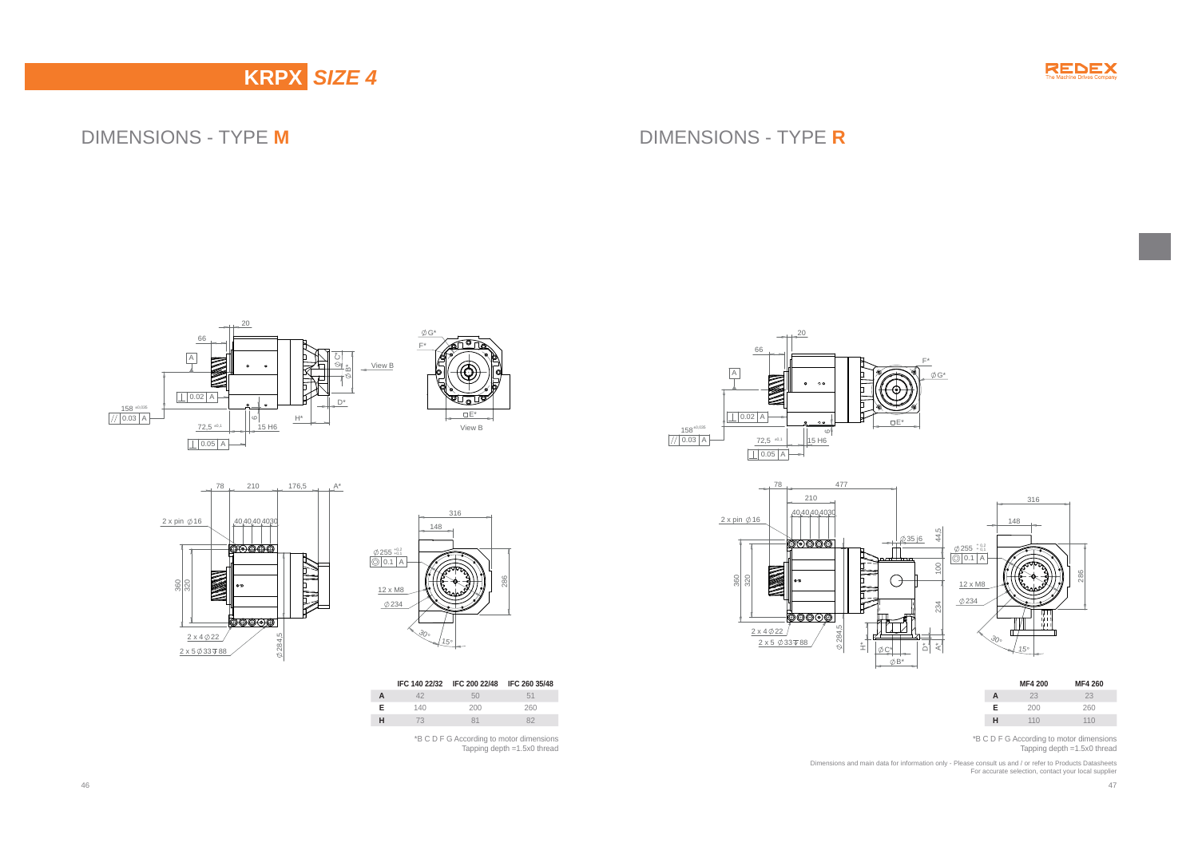# KRPX *SIZE 4*

## DIMENSIONS - TYPE **M**

| | IFC 140 22/32 | IFC 200 22/48 | IFC 260 35/48 |
|---|---|---|---|
| **A** | 42 | 50 | 51 |
| **E** | 140 | 200 | 260 |
| **H** | 73 | 81 | 82 |

*B C D F G According to motor dimensions
Tapping depth =1.5x0 thread

## DIMENSIONS - TYPE **R**

| | MF4 200 | MF4 260 |
|---|---|---|
| **A** | 23 | 23 |
| **E** | 200 | 260 |
| **H** | 110 | 110 |

*B C D F G According to motor dimensions
Tapping depth =1.5x0 thread

Dimensions and main data for information only - Please consult us and / or refer to Products Datasheets
For accurate selection, contact your local supplier